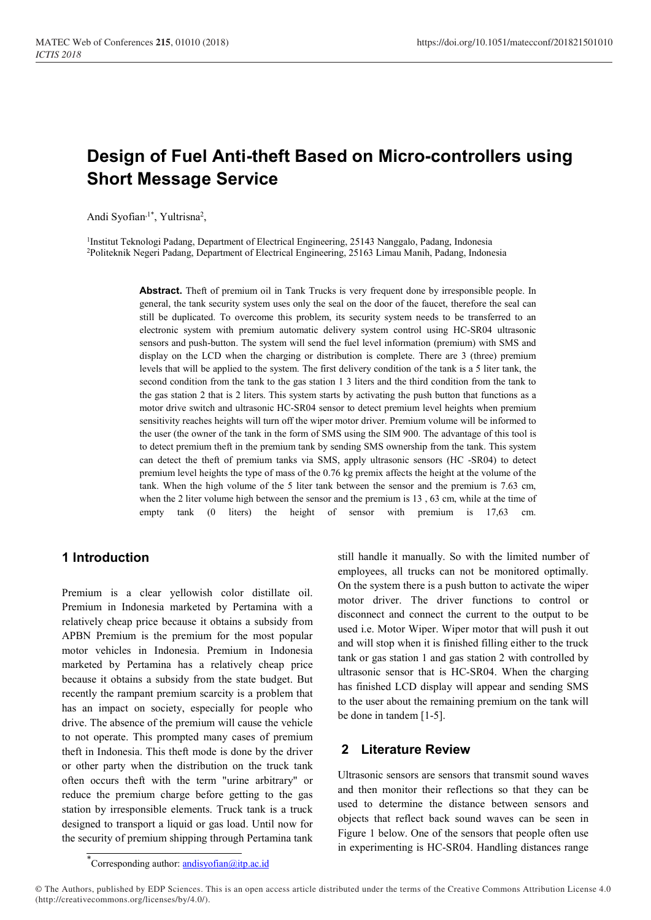# Design of Fuel Anti-theft Based on Micro-controllers using Short Message Service

Andi Syofian[1*], Yultrisna[2],

[1]Institut Teknologi Padang, Department of Electrical Engineering, 25143 Nanggalo, Padang, Indonesia
[2]Politeknik Negeri Padang, Department of Electrical Engineering, 25163 Limau Manih, Padang, Indonesia

**Abstract.** Theft of premium oil in Tank Trucks is very frequent done by irresponsible people. In general, the tank security system uses only the seal on the door of the faucet, therefore the seal can still be duplicated. To overcome this problem, its security system needs to be transferred to an electronic system with premium automatic delivery system control using HC-SR04 ultrasonic sensors and push-button. The system will send the fuel level information (premium) with SMS and display on the LCD when the charging or distribution is complete. There are 3 (three) premium levels that will be applied to the system. The first delivery condition of the tank is a 5 liter tank, the second condition from the tank to the gas station 1 3 liters and the third condition from the tank to the gas station 2 that is 2 liters. This system starts by activating the push button that functions as a motor drive switch and ultrasonic HC-SR04 sensor to detect premium level heights when premium sensitivity reaches heights will turn off the wiper motor driver. Premium volume will be informed to the user (the owner of the tank in the form of SMS using the SIM 900. The advantage of this tool is to detect premium theft in the premium tank by sending SMS ownership from the tank. This system can detect the theft of premium tanks via SMS, apply ultrasonic sensors (HC -SR04) to detect premium level heights the type of mass of the 0.76 kg premix affects the height at the volume of the tank. When the high volume of the 5 liter tank between the sensor and the premium is 7.63 cm, when the 2 liter volume high between the sensor and the premium is 13 , 63 cm, while at the time of empty tank (0 liters) the height of sensor with premium is 17,63 cm.

## 1 Introduction

Premium is a clear yellowish color distillate oil. Premium in Indonesia marketed by Pertamina with a relatively cheap price because it obtains a subsidy from APBN Premium is the premium for the most popular motor vehicles in Indonesia. Premium in Indonesia marketed by Pertamina has a relatively cheap price because it obtains a subsidy from the state budget. But recently the rampant premium scarcity is a problem that has an impact on society, especially for people who drive. The absence of the premium will cause the vehicle to not operate. This prompted many cases of premium theft in Indonesia. This theft mode is done by the driver or other party when the distribution on the truck tank often occurs theft with the term "urine arbitrary" or reduce the premium charge before getting to the gas station by irresponsible elements. Truck tank is a truck designed to transport a liquid or gas load. Until now for the security of premium shipping through Pertamina tank still handle it manually. So with the limited number of employees, all trucks can not be monitored optimally. On the system there is a push button to activate the wiper motor driver. The driver functions to control or disconnect and connect the current to the output to be used i.e. Motor Wiper. Wiper motor that will push it out and will stop when it is finished filling either to the truck tank or gas station 1 and gas station 2 with controlled by ultrasonic sensor that is HC-SR04. When the charging has finished LCD display will appear and sending SMS to the user about the remaining premium on the tank will be done in tandem [1-5].

## 2 Literature Review

Ultrasonic sensors are sensors that transmit sound waves and then monitor their reflections so that they can be used to determine the distance between sensors and objects that reflect back sound waves can be seen in Figure 1 below. One of the sensors that people often use in experimenting is HC-SR04. Handling distances range

*Corresponding author: andisyofian@itp.ac.id

© The Authors, published by EDP Sciences. This is an open access article distributed under the terms of the Creative Commons Attribution License 4.0 (http://creativecommons.org/licenses/by/4.0/).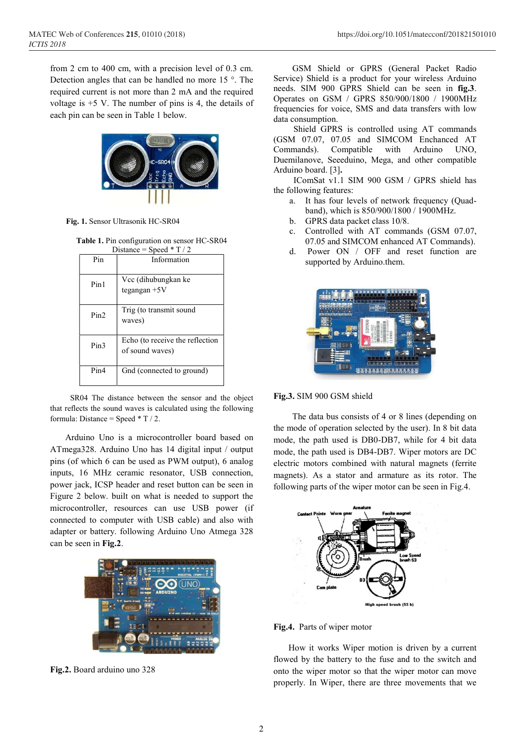from 2 cm to 400 cm, with a precision level of 0.3 cm. Detection angles that can be handled no more 15 °. The required current is not more than 2 mA and the required voltage is +5 V. The number of pins is 4, the details of each pin can be seen in Table 1 below.

**Fig. 1.** Sensor Ultrasonik HC-SR04

**Table 1.** Pin configuration on sensor HC-SR04
Distance = Speed * T / 2

| Pin | Information |
|---|---|
| Pin1 | Vcc (dihubungkan ke tegangan +5V |
| Pin2 | Trig (to transmit sound waves) |
| Pin3 | Echo (to receive the reflection of sound waves) |
| Pin4 | Gnd (connected to ground) |

SR04 The distance between the sensor and the object that reflects the sound waves is calculated using the following formula: Distance = Speed * T / 2.

Arduino Uno is a microcontroller board based on ATmega328. Arduino Uno has 14 digital input / output pins (of which 6 can be used as PWM output), 6 analog inputs, 16 MHz ceramic resonator, USB connection, power jack, ICSP header and reset button can be seen in Figure 2 below. built on what is needed to support the microcontroller, resources can use USB power (if connected to computer with USB cable) and also with adapter or battery. following Arduino Uno Atmega 328 can be seen in **Fig.2**.

**Fig.2.** Board arduino uno 328

GSM Shield or GPRS (General Packet Radio Service) Shield is a product for your wireless Arduino needs. SIM 900 GPRS Shield can be seen in **fig.3**. Operates on GSM / GPRS 850/900/1800 / 1900MHz frequencies for voice, SMS and data transfers with low data consumption.

Shield GPRS is controlled using AT commands (GSM 07.07, 07.05 and SIMCOM Enchanced AT Commands). Compatible with Arduino UNO, Duemilanove, Seeeduino, Mega, and other compatible Arduino board. [3].

IComSat v1.1 SIM 900 GSM / GPRS shield has the following features:

a. It has four levels of network frequency (Quad-band), which is 850/900/1800 / 1900MHz.
b. GPRS data packet class 10/8.
c. Controlled with AT commands (GSM 07.07, 07.05 and SIMCOM enhanced AT Commands).
d. Power ON / OFF and reset function are supported by Arduino.them.

**Fig.3.** SIM 900 GSM shield

The data bus consists of 4 or 8 lines (depending on the mode of operation selected by the user). In 8 bit data mode, the path used is DB0-DB7, while for 4 bit data mode, the path used is DB4-DB7. Wiper motors are DC electric motors combined with natural magnets (ferrite magnets). As a stator and armature as its rotor. The following parts of the wiper motor can be seen in Fig.4.

**Fig.4.** Parts of wiper motor

How it works Wiper motion is driven by a current flowed by the battery to the fuse and to the switch and onto the wiper motor so that the wiper motor can move properly. In Wiper, there are three movements that we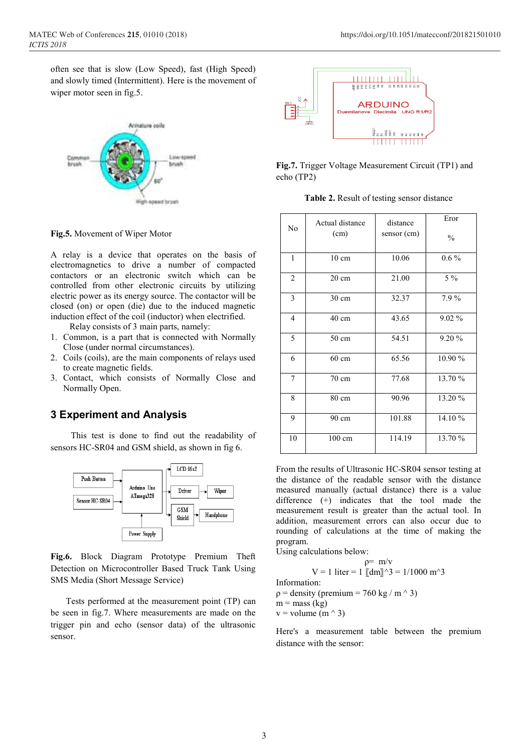often see that is slow (Low Speed), fast (High Speed) and slowly timed (Intermittent). Here is the movement of wiper motor seen in fig.5.

**Fig.5.** Movement of Wiper Motor

A relay is a device that operates on the basis of electromagnetics to drive a number of compacted contactors or an electronic switch which can be controlled from other electronic circuits by utilizing electric power as its energy source. The contactor will be closed (on) or open (die) due to the induced magnetic induction effect of the coil (inductor) when electrified.

Relay consists of 3 main parts, namely:

1. Common, is a part that is connected with Normally Close (under normal circumstances).
2. Coils (coils), are the main components of relays used to create magnetic fields.
3. Contact, which consists of Normally Close and Normally Open.

## 3 Experiment and Analysis

This test is done to find out the readability of sensors HC-SR04 and GSM shield, as shown in fig 6.

**Fig.6.** Block Diagram Prototype Premium Theft Detection on Microcontroller Based Truck Tank Using SMS Media (Short Message Service)

Tests performed at the measurement point (TP) can be seen in fig.7. Where measurements are made on the trigger pin and echo (sensor data) of the ultrasonic sensor.

**Fig.7.** Trigger Voltage Measurement Circuit (TP1) and echo (TP2)

**Table 2.** Result of testing sensor distance

| No | Actual distance (cm) | distance sensor (cm) | Eror % |
|---|---|---|---|
| 1 | 10 cm | 10.06 | 0.6 % |
| 2 | 20 cm | 21.00 | 5 % |
| 3 | 30 cm | 32.37 | 7.9 % |
| 4 | 40 cm | 43.65 | 9.02 % |
| 5 | 50 cm | 54.51 | 9.20 % |
| 6 | 60 cm | 65.56 | 10.90 % |
| 7 | 70 cm | 77.68 | 13.70 % |
| 8 | 80 cm | 90.96 | 13.20 % |
| 9 | 90 cm | 101.88 | 14.10 % |
| 10 | 100 cm | 114.19 | 13.70 % |

From the results of Ultrasonic HC-SR04 sensor testing at the distance of the readable sensor with the distance measured manually (actual distance) there is a value difference (+) indicates that the tool made the measurement result is greater than the actual tool. In addition, measurement errors can also occur due to rounding of calculations at the time of making the program.

Using calculations below:

$$\rho = m/v$$

$$V = 1 \text{ liter} = 1 \text{ dm}^3 = 1/1000 \text{ m}^3$$

Information:

ρ = density (premium = 760 kg / m ^ 3)
m = mass (kg)
v = volume (m ^ 3)

Here's a measurement table between the premium distance with the sensor: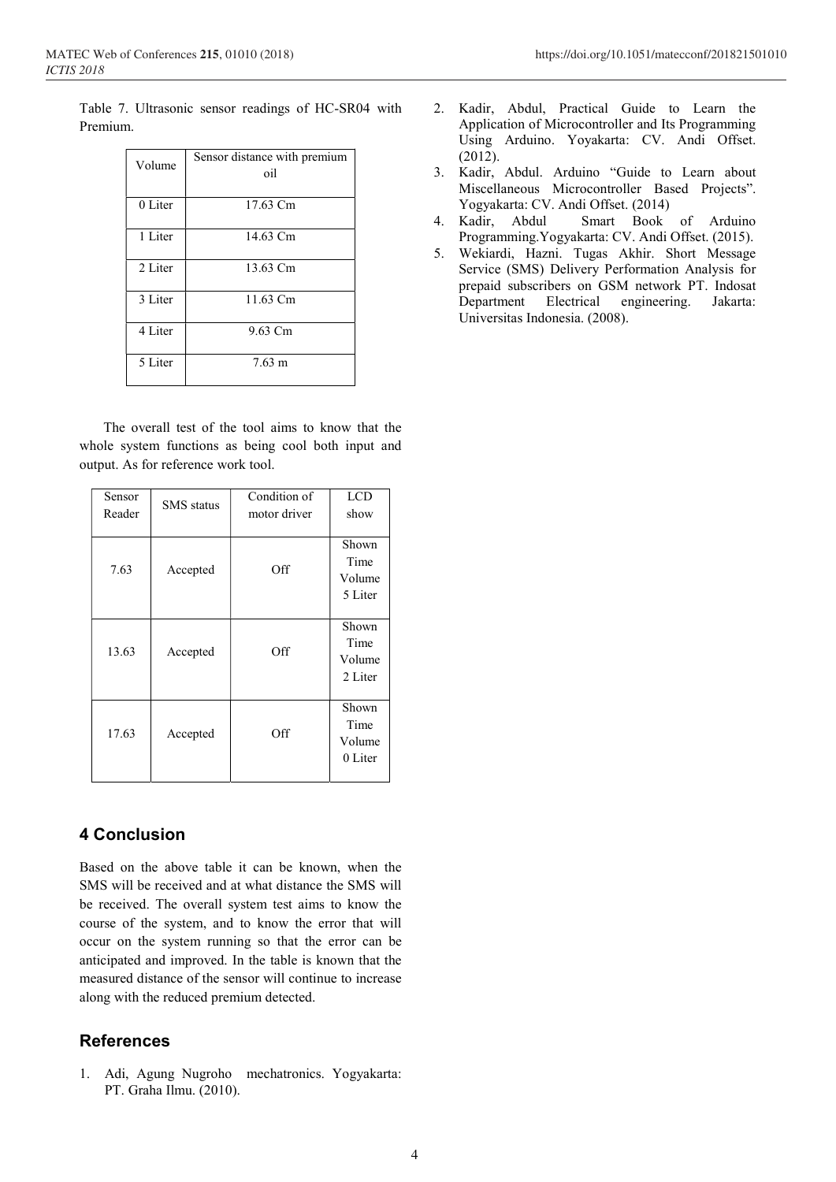Table 7. Ultrasonic sensor readings of HC-SR04 with Premium.

| Volume | Sensor distance with premium oil |
|---|---|
| 0 Liter | 17.63 Cm |
| 1 Liter | 14.63 Cm |
| 2 Liter | 13.63 Cm |
| 3 Liter | 11.63 Cm |
| 4 Liter | 9.63 Cm |
| 5 Liter | 7.63 m |

The overall test of the tool aims to know that the whole system functions as being cool both input and output. As for reference work tool.

| Sensor Reader | SMS status | Condition of motor driver | LCD show |
|---|---|---|---|
| 7.63 | Accepted | Off | Shown Time Volume 5 Liter |
| 13.63 | Accepted | Off | Shown Time Volume 2 Liter |
| 17.63 | Accepted | Off | Shown Time Volume 0 Liter |

## 4 Conclusion

Based on the above table it can be known, when the SMS will be received and at what distance the SMS will be received. The overall system test aims to know the course of the system, and to know the error that will occur on the system running so that the error can be anticipated and improved. In the table is known that the measured distance of the sensor will continue to increase along with the reduced premium detected.

## References

1. Adi, Agung Nugroho mechatronics. Yogyakarta: PT. Graha Ilmu. (2010).
2. Kadir, Abdul, Practical Guide to Learn the Application of Microcontroller and Its Programming Using Arduino. Yoyakarta: CV. Andi Offset. (2012).
3. Kadir, Abdul. Arduino "Guide to Learn about Miscellaneous Microcontroller Based Projects". Yogyakarta: CV. Andi Offset. (2014)
4. Kadir, Abdul Smart Book of Arduino Programming.Yogyakarta: CV. Andi Offset. (2015).
5. Wekiardi, Hazni. Tugas Akhir. Short Message Service (SMS) Delivery Performation Analysis for prepaid subscribers on GSM network PT. Indosat Department Electrical engineering. Jakarta: Universitas Indonesia. (2008).